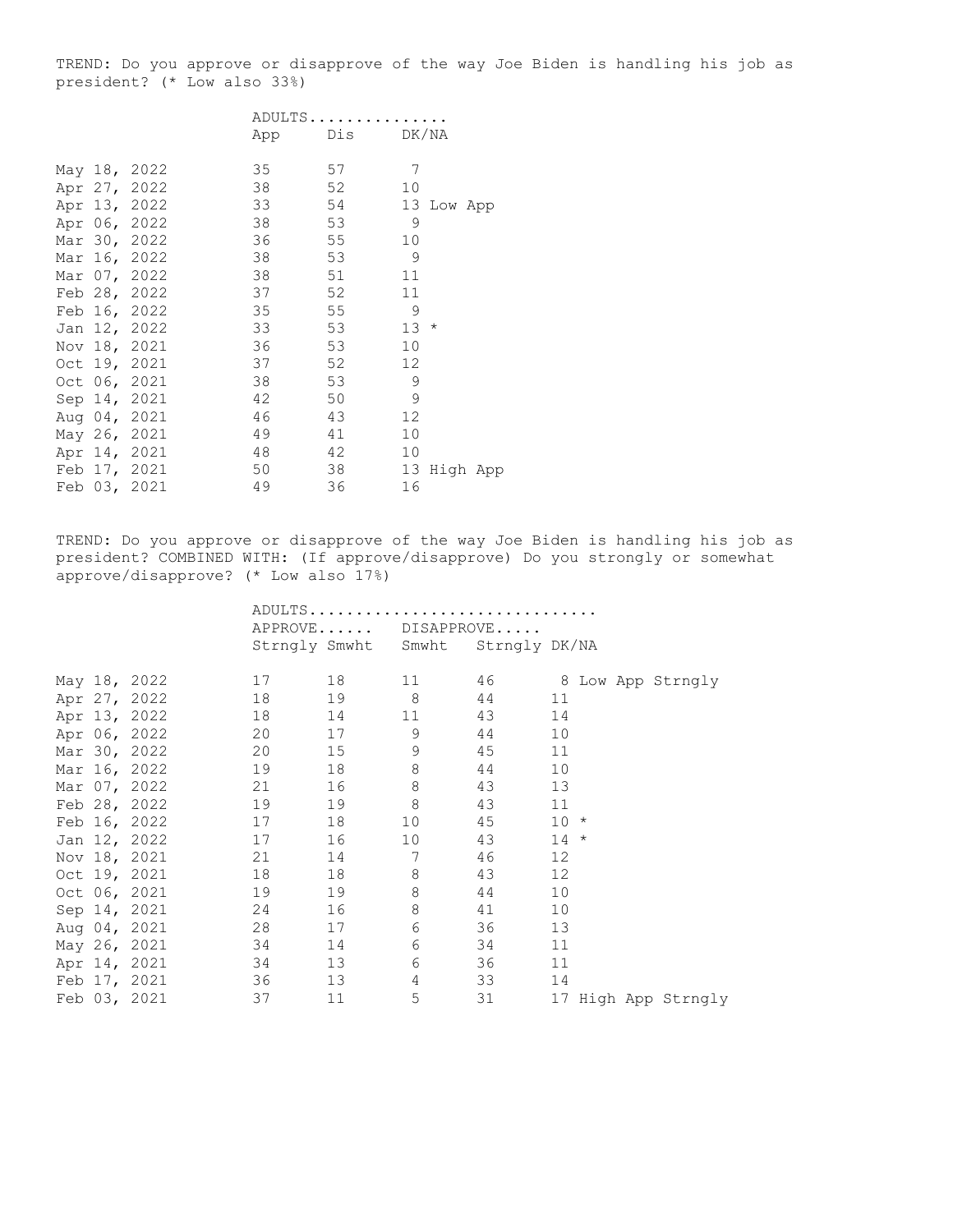TREND: Do you approve or disapprove of the way Joe Biden is handling his job as president? (* Low also 33%)

| | ADULTS | | | |
|---|---|---|---|---|
| | App | Dis | DK/NA | |
| May 18, 2022 | 35 | 57 | 7 | |
| Apr 27, 2022 | 38 | 52 | 10 | |
| Apr 13, 2022 | 33 | 54 | 13 | Low App |
| Apr 06, 2022 | 38 | 53 | 9 | |
| Mar 30, 2022 | 36 | 55 | 10 | |
| Mar 16, 2022 | 38 | 53 | 9 | |
| Mar 07, 2022 | 38 | 51 | 11 | |
| Feb 28, 2022 | 37 | 52 | 11 | |
| Feb 16, 2022 | 35 | 55 | 9 | |
| Jan 12, 2022 | 33 | 53 | 13 | * |
| Nov 18, 2021 | 36 | 53 | 10 | |
| Oct 19, 2021 | 37 | 52 | 12 | |
| Oct 06, 2021 | 38 | 53 | 9 | |
| Sep 14, 2021 | 42 | 50 | 9 | |
| Aug 04, 2021 | 46 | 43 | 12 | |
| May 26, 2021 | 49 | 41 | 10 | |
| Apr 14, 2021 | 48 | 42 | 10 | |
| Feb 17, 2021 | 50 | 38 | 13 | High App |
| Feb 03, 2021 | 49 | 36 | 16 | |

TREND: Do you approve or disapprove of the way Joe Biden is handling his job as president? COMBINED WITH: (If approve/disapprove) Do you strongly or somewhat approve/disapprove? (* Low also 17%)

| | ADULTS | | | | | |
|---|---|---|---|---|---|---|
| | APPROVE | | DISAPPROVE | | | |
| | Strngly | Smwht | Smwht | Strngly | DK/NA | |
| May 18, 2022 | 17 | 18 | 11 | 46 | 8 | Low App Strngly |
| Apr 27, 2022 | 18 | 19 | 8 | 44 | 11 | |
| Apr 13, 2022 | 18 | 14 | 11 | 43 | 14 | |
| Apr 06, 2022 | 20 | 17 | 9 | 44 | 10 | |
| Mar 30, 2022 | 20 | 15 | 9 | 45 | 11 | |
| Mar 16, 2022 | 19 | 18 | 8 | 44 | 10 | |
| Mar 07, 2022 | 21 | 16 | 8 | 43 | 13 | |
| Feb 28, 2022 | 19 | 19 | 8 | 43 | 11 | |
| Feb 16, 2022 | 17 | 18 | 10 | 45 | 10 | * |
| Jan 12, 2022 | 17 | 16 | 10 | 43 | 14 | * |
| Nov 18, 2021 | 21 | 14 | 7 | 46 | 12 | |
| Oct 19, 2021 | 18 | 18 | 8 | 43 | 12 | |
| Oct 06, 2021 | 19 | 19 | 8 | 44 | 10 | |
| Sep 14, 2021 | 24 | 16 | 8 | 41 | 10 | |
| Aug 04, 2021 | 28 | 17 | 6 | 36 | 13 | |
| May 26, 2021 | 34 | 14 | 6 | 34 | 11 | |
| Apr 14, 2021 | 34 | 13 | 6 | 36 | 11 | |
| Feb 17, 2021 | 36 | 13 | 4 | 33 | 14 | |
| Feb 03, 2021 | 37 | 11 | 5 | 31 | 17 | High App Strngly |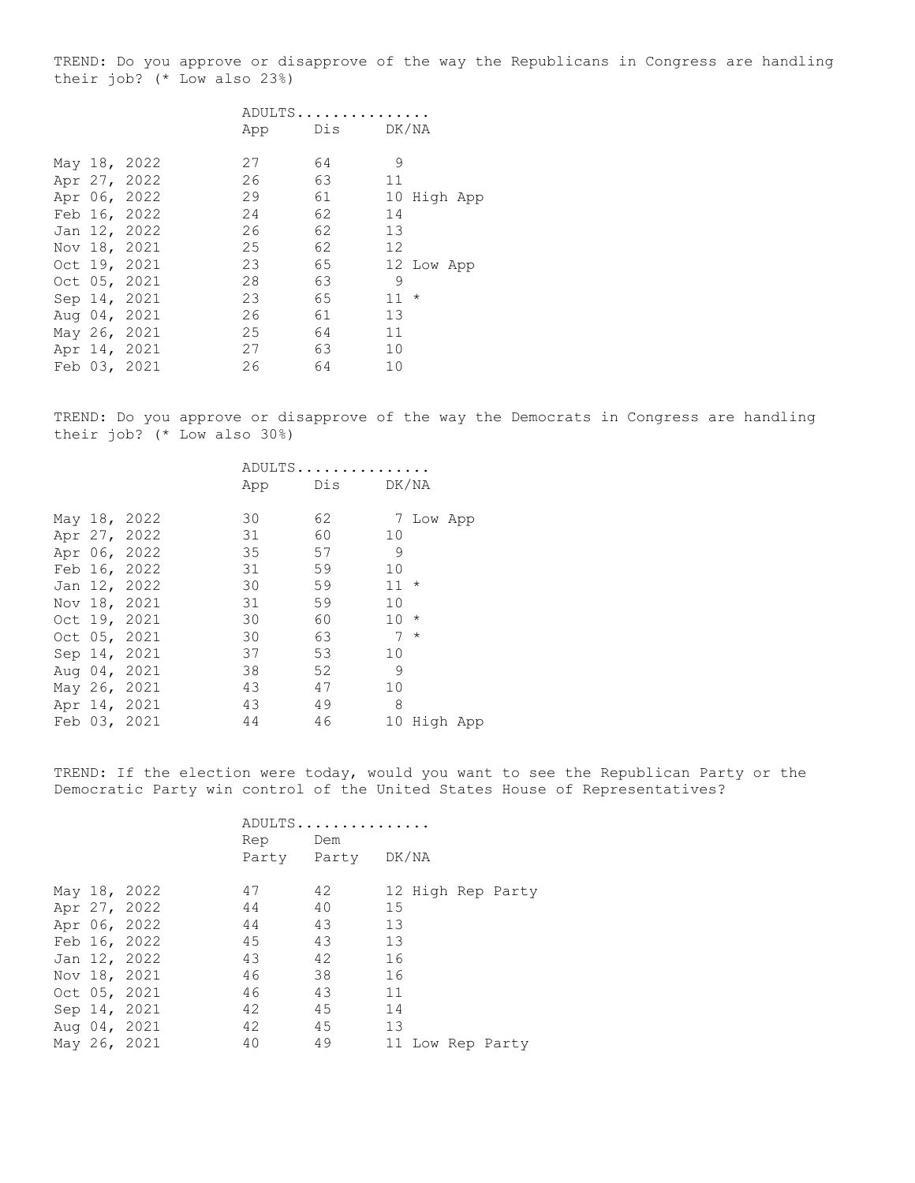TREND: Do you approve or disapprove of the way the Republicans in Congress are handling their job? (* Low also 23%)

| | ADULTS............... | | | |
|---|---|---|---|---|
| | App | Dis | DK/NA | |
| May 18, 2022 | 27 | 64 | 9 | |
| Apr 27, 2022 | 26 | 63 | 11 | |
| Apr 06, 2022 | 29 | 61 | 10 | High App |
| Feb 16, 2022 | 24 | 62 | 14 | |
| Jan 12, 2022 | 26 | 62 | 13 | |
| Nov 18, 2021 | 25 | 62 | 12 | |
| Oct 19, 2021 | 23 | 65 | 12 | Low App |
| Oct 05, 2021 | 28 | 63 | 9 | |
| Sep 14, 2021 | 23 | 65 | 11 | * |
| Aug 04, 2021 | 26 | 61 | 13 | |
| May 26, 2021 | 25 | 64 | 11 | |
| Apr 14, 2021 | 27 | 63 | 10 | |
| Feb 03, 2021 | 26 | 64 | 10 | |

TREND: Do you approve or disapprove of the way the Democrats in Congress are handling their job? (* Low also 30%)

| | ADULTS............... | | | |
|---|---|---|---|---|
| | App | Dis | DK/NA | |
| May 18, 2022 | 30 | 62 | 7 | Low App |
| Apr 27, 2022 | 31 | 60 | 10 | |
| Apr 06, 2022 | 35 | 57 | 9 | |
| Feb 16, 2022 | 31 | 59 | 10 | |
| Jan 12, 2022 | 30 | 59 | 11 | * |
| Nov 18, 2021 | 31 | 59 | 10 | |
| Oct 19, 2021 | 30 | 60 | 10 | * |
| Oct 05, 2021 | 30 | 63 | 7 | * |
| Sep 14, 2021 | 37 | 53 | 10 | |
| Aug 04, 2021 | 38 | 52 | 9 | |
| May 26, 2021 | 43 | 47 | 10 | |
| Apr 14, 2021 | 43 | 49 | 8 | |
| Feb 03, 2021 | 44 | 46 | 10 | High App |

TREND: If the election were today, would you want to see the Republican Party or the Democratic Party win control of the United States House of Representatives?

| | ADULTS............... | | | |
|---|---|---|---|---|
| | Rep Party | Dem Party | DK/NA | |
| May 18, 2022 | 47 | 42 | 12 | High Rep Party |
| Apr 27, 2022 | 44 | 40 | 15 | |
| Apr 06, 2022 | 44 | 43 | 13 | |
| Feb 16, 2022 | 45 | 43 | 13 | |
| Jan 12, 2022 | 43 | 42 | 16 | |
| Nov 18, 2021 | 46 | 38 | 16 | |
| Oct 05, 2021 | 46 | 43 | 11 | |
| Sep 14, 2021 | 42 | 45 | 14 | |
| Aug 04, 2021 | 42 | 45 | 13 | |
| May 26, 2021 | 40 | 49 | 11 | Low Rep Party |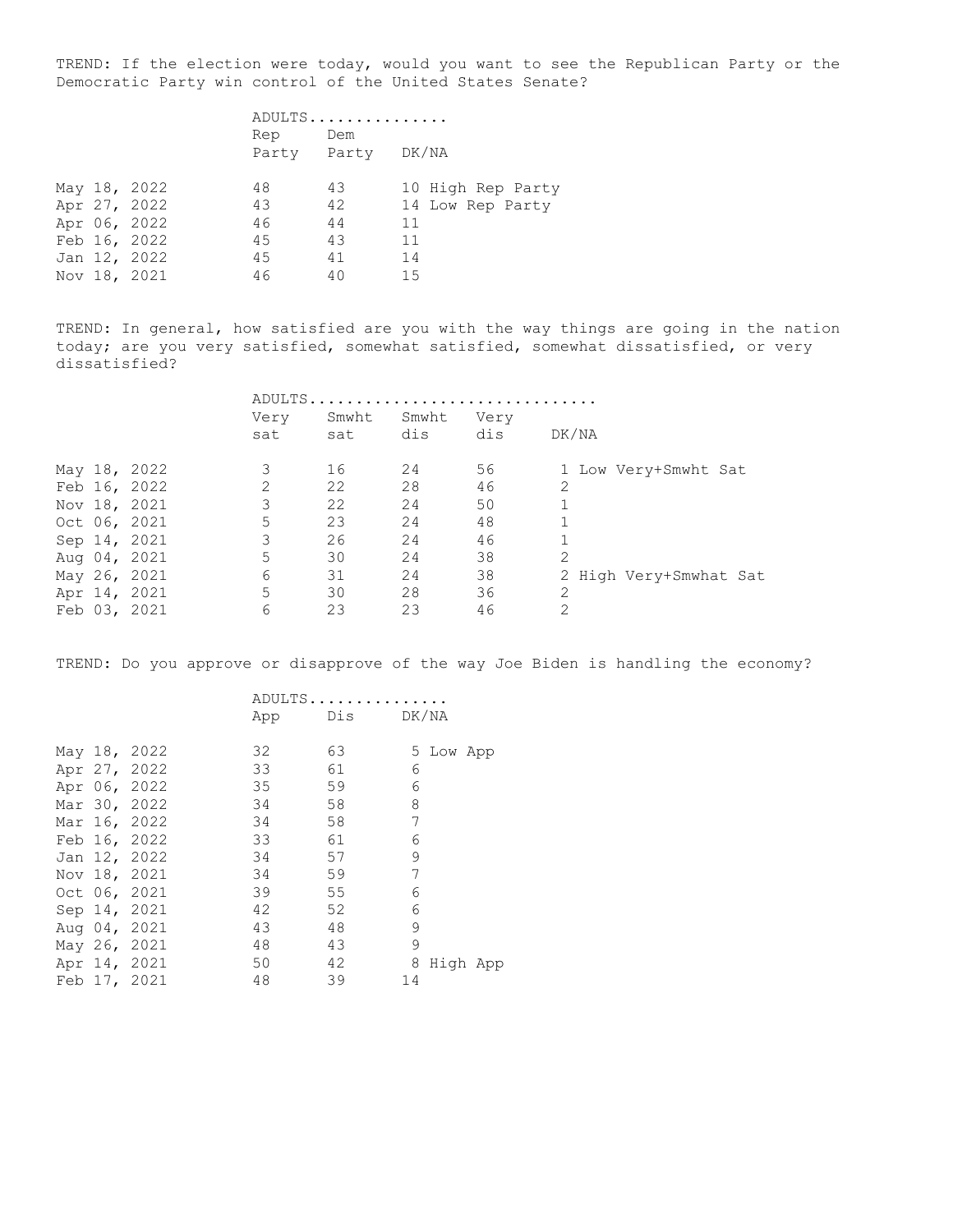TREND: If the election were today, would you want to see the Republican Party or the Democratic Party win control of the United States Senate?

| | ADULTS............... | | | |
|---|---|---|---|---|
| | Rep Party | Dem Party | DK/NA | |
| May 18, 2022 | 48 | 43 | 10 | High Rep Party |
| Apr 27, 2022 | 43 | 42 | 14 | Low Rep Party |
| Apr 06, 2022 | 46 | 44 | 11 | |
| Feb 16, 2022 | 45 | 43 | 11 | |
| Jan 12, 2022 | 45 | 41 | 14 | |
| Nov 18, 2021 | 46 | 40 | 15 | |

TREND: In general, how satisfied are you with the way things are going in the nation today; are you very satisfied, somewhat satisfied, somewhat dissatisfied, or very dissatisfied?

| | ADULTS.............................. | | | | | |
|---|---|---|---|---|---|---|
| | Very sat | Smwht sat | Smwht dis | Very dis | DK/NA | |
| May 18, 2022 | 3 | 16 | 24 | 56 | 1 | Low Very+Smwht Sat |
| Feb 16, 2022 | 2 | 22 | 28 | 46 | 2 | |
| Nov 18, 2021 | 3 | 22 | 24 | 50 | 1 | |
| Oct 06, 2021 | 5 | 23 | 24 | 48 | 1 | |
| Sep 14, 2021 | 3 | 26 | 24 | 46 | 1 | |
| Aug 04, 2021 | 5 | 30 | 24 | 38 | 2 | |
| May 26, 2021 | 6 | 31 | 24 | 38 | 2 | High Very+Smwhat Sat |
| Apr 14, 2021 | 5 | 30 | 28 | 36 | 2 | |
| Feb 03, 2021 | 6 | 23 | 23 | 46 | 2 | |

TREND: Do you approve or disapprove of the way Joe Biden is handling the economy?

| | ADULTS............... | | | |
|---|---|---|---|---|
| | App | Dis | DK/NA | |
| May 18, 2022 | 32 | 63 | 5 | Low App |
| Apr 27, 2022 | 33 | 61 | 6 | |
| Apr 06, 2022 | 35 | 59 | 6 | |
| Mar 30, 2022 | 34 | 58 | 8 | |
| Mar 16, 2022 | 34 | 58 | 7 | |
| Feb 16, 2022 | 33 | 61 | 6 | |
| Jan 12, 2022 | 34 | 57 | 9 | |
| Nov 18, 2021 | 34 | 59 | 7 | |
| Oct 06, 2021 | 39 | 55 | 6 | |
| Sep 14, 2021 | 42 | 52 | 6 | |
| Aug 04, 2021 | 43 | 48 | 9 | |
| May 26, 2021 | 48 | 43 | 9 | |
| Apr 14, 2021 | 50 | 42 | 8 | High App |
| Feb 17, 2021 | 48 | 39 | 14 | |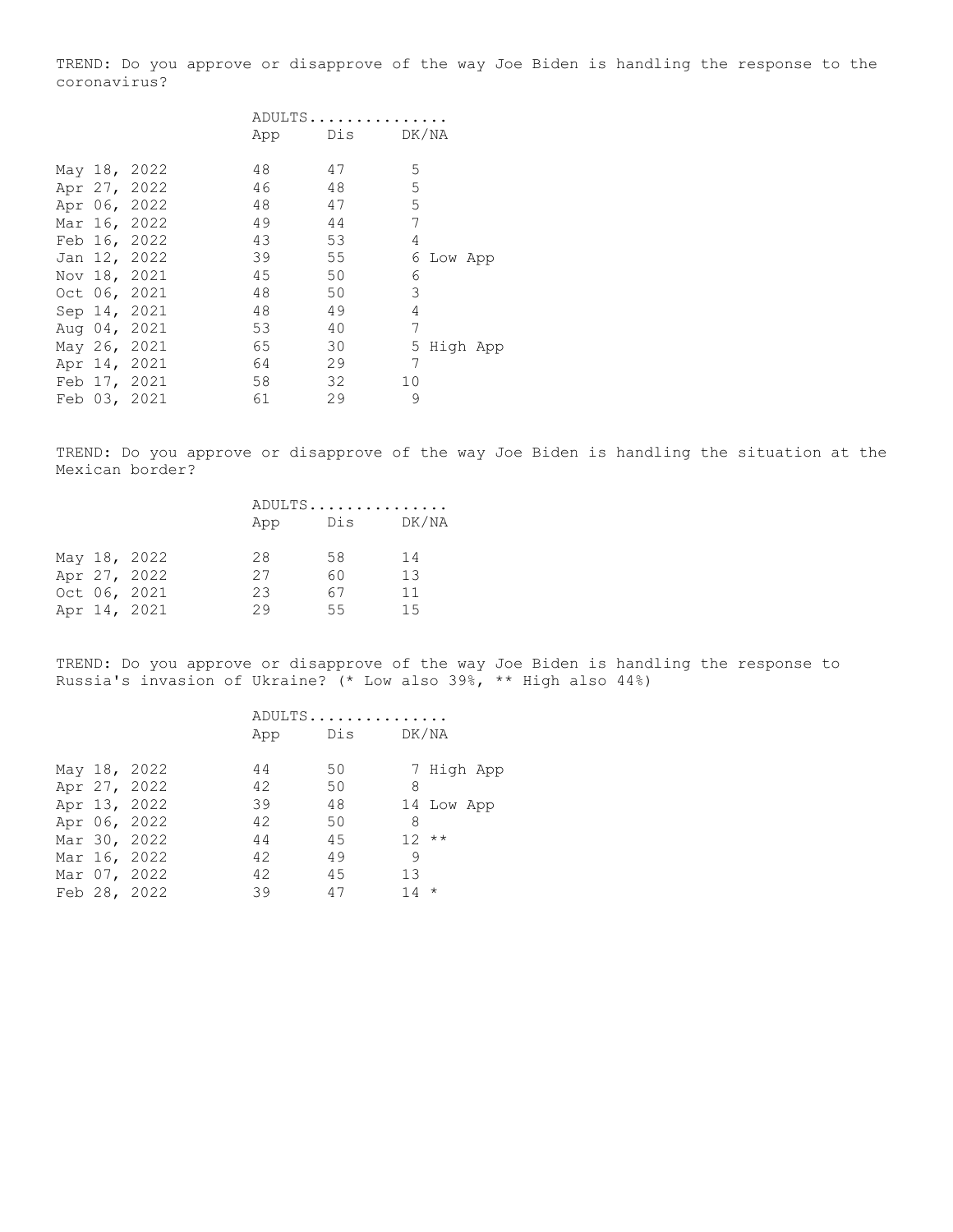TREND: Do you approve or disapprove of the way Joe Biden is handling the response to the coronavirus?

| | ADULTS............... | | | |
|---|---|---|---|---|
| | App | Dis | DK/NA | |
| May 18, 2022 | 48 | 47 | 5 | |
| Apr 27, 2022 | 46 | 48 | 5 | |
| Apr 06, 2022 | 48 | 47 | 5 | |
| Mar 16, 2022 | 49 | 44 | 7 | |
| Feb 16, 2022 | 43 | 53 | 4 | |
| Jan 12, 2022 | 39 | 55 | 6 | Low App |
| Nov 18, 2021 | 45 | 50 | 6 | |
| Oct 06, 2021 | 48 | 50 | 3 | |
| Sep 14, 2021 | 48 | 49 | 4 | |
| Aug 04, 2021 | 53 | 40 | 7 | |
| May 26, 2021 | 65 | 30 | 5 | High App |
| Apr 14, 2021 | 64 | 29 | 7 | |
| Feb 17, 2021 | 58 | 32 | 10 | |
| Feb 03, 2021 | 61 | 29 | 9 | |

TREND: Do you approve or disapprove of the way Joe Biden is handling the situation at the Mexican border?

| | ADULTS............... | | |
|---|---|---|---|
| | App | Dis | DK/NA |
| May 18, 2022 | 28 | 58 | 14 |
| Apr 27, 2022 | 27 | 60 | 13 |
| Oct 06, 2021 | 23 | 67 | 11 |
| Apr 14, 2021 | 29 | 55 | 15 |

TREND: Do you approve or disapprove of the way Joe Biden is handling the response to Russia's invasion of Ukraine? (* Low also 39%, ** High also 44%)

| | ADULTS............... | | | |
|---|---|---|---|---|
| | App | Dis | DK/NA | |
| May 18, 2022 | 44 | 50 | 7 | High App |
| Apr 27, 2022 | 42 | 50 | 8 | |
| Apr 13, 2022 | 39 | 48 | 14 | Low App |
| Apr 06, 2022 | 42 | 50 | 8 | |
| Mar 30, 2022 | 44 | 45 | 12 | ** |
| Mar 16, 2022 | 42 | 49 | 9 | |
| Mar 07, 2022 | 42 | 45 | 13 | |
| Feb 28, 2022 | 39 | 47 | 14 | * |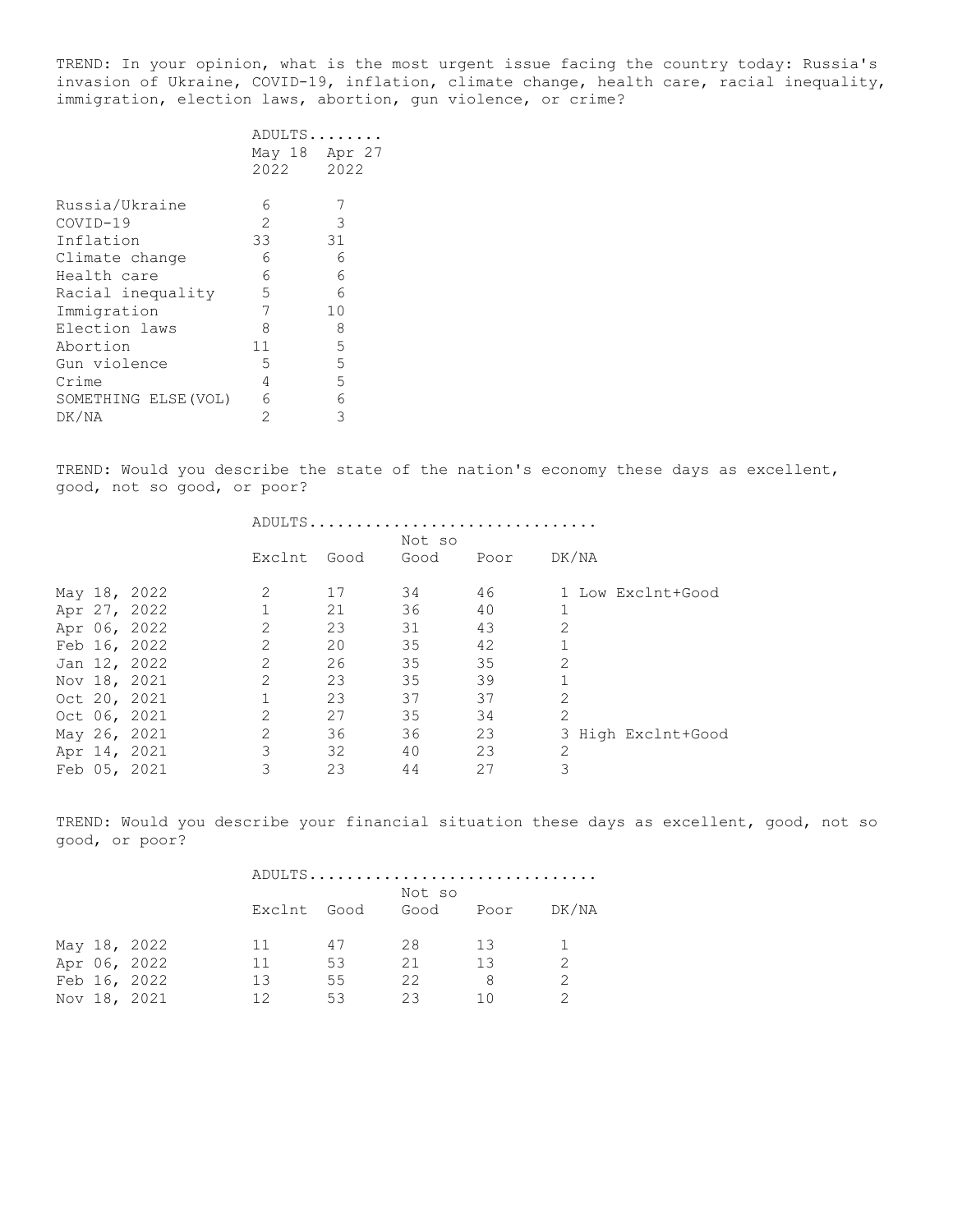TREND: In your opinion, what is the most urgent issue facing the country today: Russia's invasion of Ukraine, COVID-19, inflation, climate change, health care, racial inequality, immigration, election laws, abortion, gun violence, or crime?

| | ADULTS........ | |
|---|---|---|
| | May 18 2022 | Apr 27 2022 |
| Russia/Ukraine | 6 | 7 |
| COVID-19 | 2 | 3 |
| Inflation | 33 | 31 |
| Climate change | 6 | 6 |
| Health care | 6 | 6 |
| Racial inequality | 5 | 6 |
| Immigration | 7 | 10 |
| Election laws | 8 | 8 |
| Abortion | 11 | 5 |
| Gun violence | 5 | 5 |
| Crime | 4 | 5 |
| SOMETHING ELSE(VOL) | 6 | 6 |
| DK/NA | 2 | 3 |

TREND: Would you describe the state of the nation's economy these days as excellent, good, not so good, or poor?

| | ADULTS............................... | | | | | |
|---|---|---|---|---|---|---|
| | Exclnt | Good | Not so Good | Poor | DK/NA | |
| May 18, 2022 | 2 | 17 | 34 | 46 | 1 | Low Exclnt+Good |
| Apr 27, 2022 | 1 | 21 | 36 | 40 | 1 | |
| Apr 06, 2022 | 2 | 23 | 31 | 43 | 2 | |
| Feb 16, 2022 | 2 | 20 | 35 | 42 | 1 | |
| Jan 12, 2022 | 2 | 26 | 35 | 35 | 2 | |
| Nov 18, 2021 | 2 | 23 | 35 | 39 | 1 | |
| Oct 20, 2021 | 1 | 23 | 37 | 37 | 2 | |
| Oct 06, 2021 | 2 | 27 | 35 | 34 | 2 | |
| May 26, 2021 | 2 | 36 | 36 | 23 | 3 | High Exclnt+Good |
| Apr 14, 2021 | 3 | 32 | 40 | 23 | 2 | |
| Feb 05, 2021 | 3 | 23 | 44 | 27 | 3 | |

TREND: Would you describe your financial situation these days as excellent, good, not so good, or poor?

| | ADULTS............................... | | | | |
|---|---|---|---|---|---|
| | Exclnt | Good | Not so Good | Poor | DK/NA |
| May 18, 2022 | 11 | 47 | 28 | 13 | 1 |
| Apr 06, 2022 | 11 | 53 | 21 | 13 | 2 |
| Feb 16, 2022 | 13 | 55 | 22 | 8 | 2 |
| Nov 18, 2021 | 12 | 53 | 23 | 10 | 2 |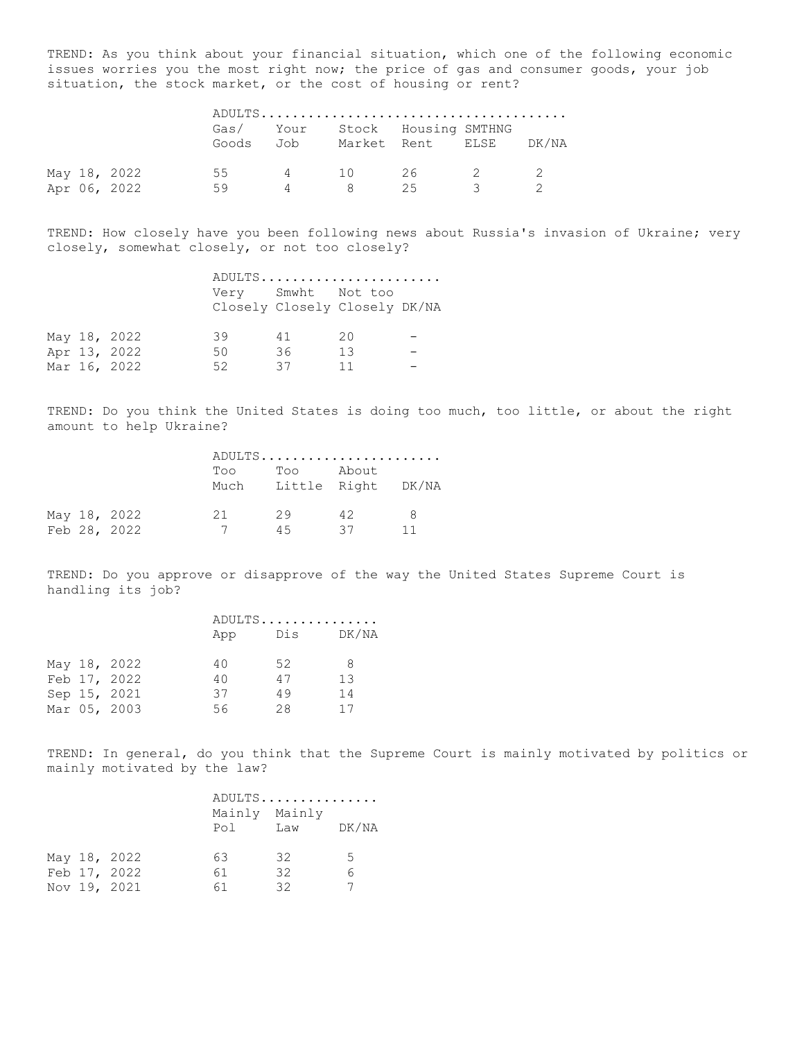TREND: As you think about your financial situation, which one of the following economic issues worries you the most right now; the price of gas and consumer goods, your job situation, the stock market, or the cost of housing or rent?

| | ADULTS | | | | | |
|---|---|---|---|---|---|---|
| | Gas/ Goods | Your Job | Stock Market | Housing Rent | SMTHNG ELSE | DK/NA |
| May 18, 2022 | 55 | 4 | 10 | 26 | 2 | 2 |
| Apr 06, 2022 | 59 | 4 | 8 | 25 | 3 | 2 |

TREND: How closely have you been following news about Russia's invasion of Ukraine; very closely, somewhat closely, or not too closely?

| | ADULTS | | | |
|---|---|---|---|---|
| | Very Closely | Smwht Closely | Not too Closely | DK/NA |
| May 18, 2022 | 39 | 41 | 20 | - |
| Apr 13, 2022 | 50 | 36 | 13 | - |
| Mar 16, 2022 | 52 | 37 | 11 | - |

TREND: Do you think the United States is doing too much, too little, or about the right amount to help Ukraine?

| | ADULTS | | | |
|---|---|---|---|---|
| | Too Much | Too Little | About Right | DK/NA |
| May 18, 2022 | 21 | 29 | 42 | 8 |
| Feb 28, 2022 | 7 | 45 | 37 | 11 |

TREND: Do you approve or disapprove of the way the United States Supreme Court is handling its job?

| | ADULTS | | |
|---|---|---|---|
| | App | Dis | DK/NA |
| May 18, 2022 | 40 | 52 | 8 |
| Feb 17, 2022 | 40 | 47 | 13 |
| Sep 15, 2021 | 37 | 49 | 14 |
| Mar 05, 2003 | 56 | 28 | 17 |

TREND: In general, do you think that the Supreme Court is mainly motivated by politics or mainly motivated by the law?

| | ADULTS | | |
|---|---|---|---|
| | Mainly Pol | Mainly Law | DK/NA |
| May 18, 2022 | 63 | 32 | 5 |
| Feb 17, 2022 | 61 | 32 | 6 |
| Nov 19, 2021 | 61 | 32 | 7 |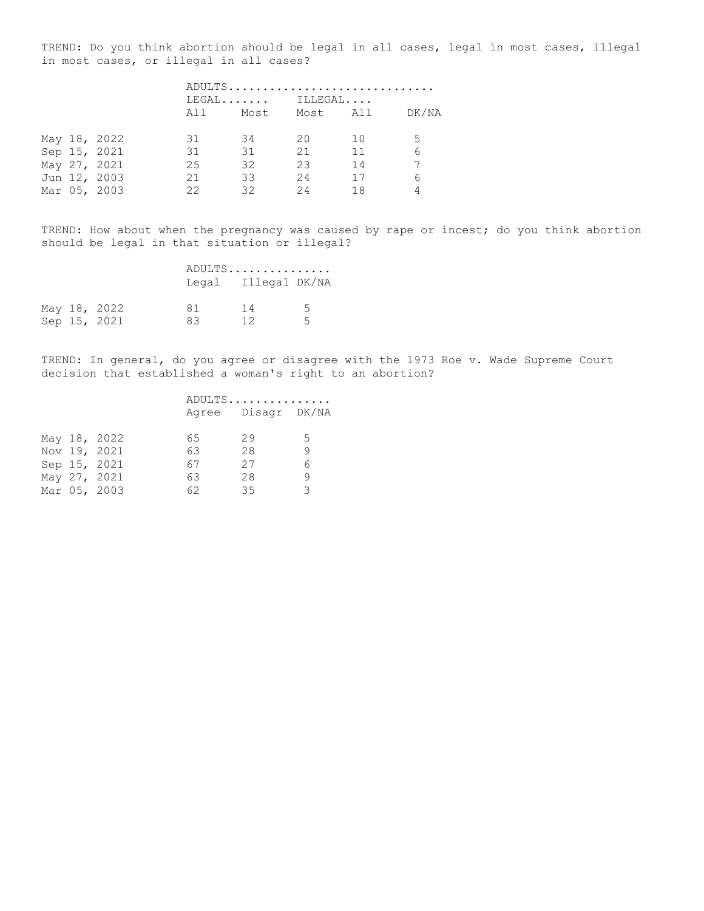TREND: Do you think abortion should be legal in all cases, legal in most cases, illegal in most cases, or illegal in all cases?

| | ADULTS | | | | |
|---|---|---|---|---|---|
| | LEGAL | | ILLEGAL | | |
| | All | Most | Most | All | DK/NA |
| May 18, 2022 | 31 | 34 | 20 | 10 | 5 |
| Sep 15, 2021 | 31 | 31 | 21 | 11 | 6 |
| May 27, 2021 | 25 | 32 | 23 | 14 | 7 |
| Jun 12, 2003 | 21 | 33 | 24 | 17 | 6 |
| Mar 05, 2003 | 22 | 32 | 24 | 18 | 4 |

TREND: How about when the pregnancy was caused by rape or incest; do you think abortion should be legal in that situation or illegal?

| | ADULTS | | |
|---|---|---|---|
| | Legal | Illegal | DK/NA |
| May 18, 2022 | 81 | 14 | 5 |
| Sep 15, 2021 | 83 | 12 | 5 |

TREND: In general, do you agree or disagree with the 1973 Roe v. Wade Supreme Court decision that established a woman's right to an abortion?

| | ADULTS | | |
|---|---|---|---|
| | Agree | Disagr | DK/NA |
| May 18, 2022 | 65 | 29 | 5 |
| Nov 19, 2021 | 63 | 28 | 9 |
| Sep 15, 2021 | 67 | 27 | 6 |
| May 27, 2021 | 63 | 28 | 9 |
| Mar 05, 2003 | 62 | 35 | 3 |